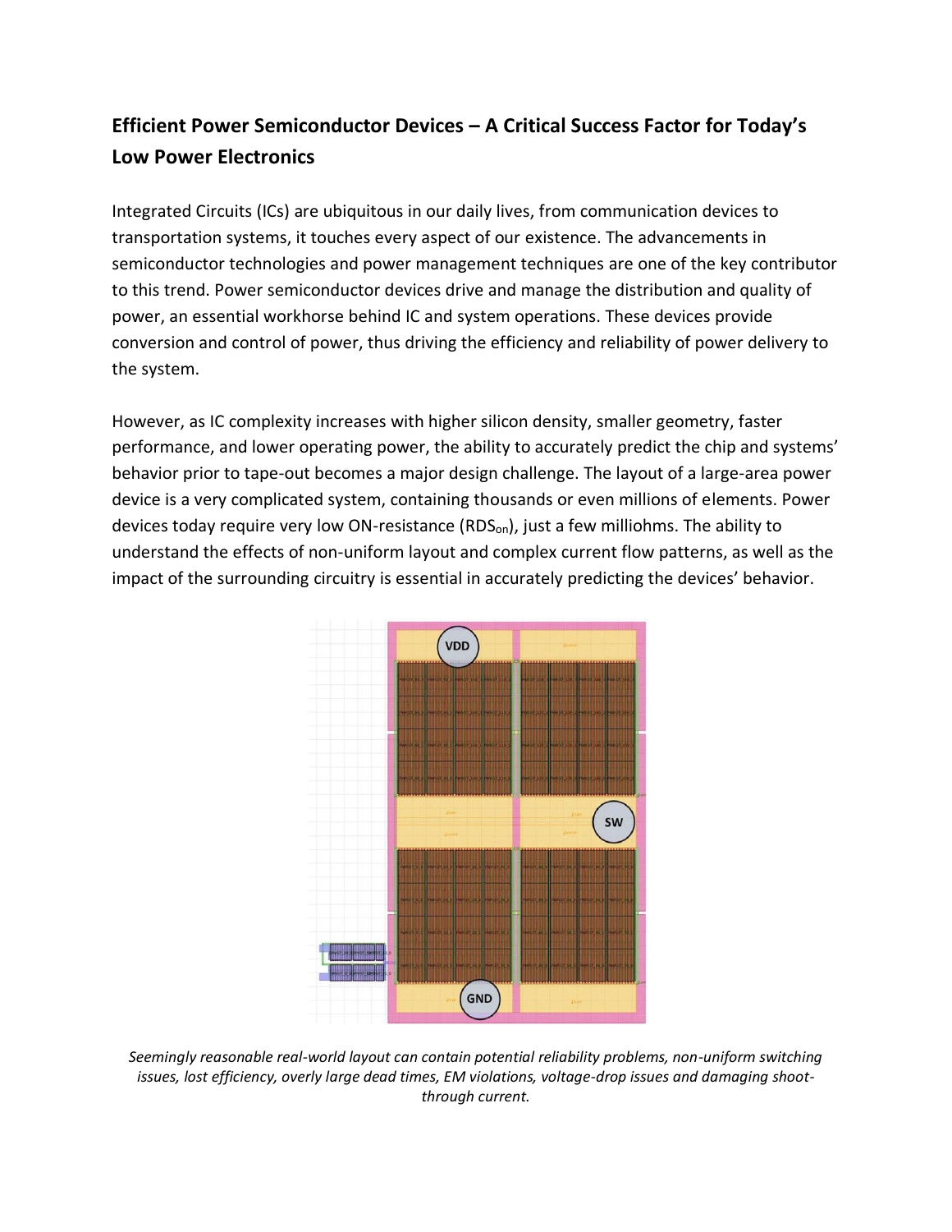## Efficient Power Semiconductor Devices – A Critical Success Factor for Today's Low Power Electronics

Integrated Circuits (ICs) are ubiquitous in our daily lives, from communication devices to transportation systems, it touches every aspect of our existence. The advancements in semiconductor technologies and power management techniques are one of the key contributor to this trend. Power semiconductor devices drive and manage the distribution and quality of power, an essential workhorse behind IC and system operations. These devices provide conversion and control of power, thus driving the efficiency and reliability of power delivery to the system.

However, as IC complexity increases with higher silicon density, smaller geometry, faster performance, and lower operating power, the ability to accurately predict the chip and systems' behavior prior to tape-out becomes a major design challenge. The layout of a large-area power device is a very complicated system, containing thousands or even millions of elements. Power devices today require very low ON-resistance ($RDS_{on}$), just a few milliohms. The ability to understand the effects of non-uniform layout and complex current flow patterns, as well as the impact of the surrounding circuitry is essential in accurately predicting the devices' behavior.

*Seemingly reasonable real-world layout can contain potential reliability problems, non-uniform switching issues, lost efficiency, overly large dead times, EM violations, voltage-drop issues and damaging shoot-through current.*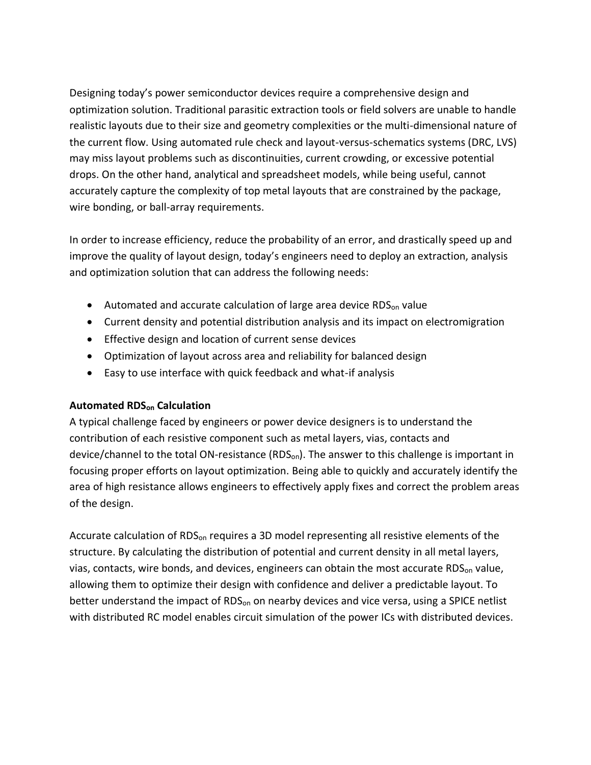Designing today's power semiconductor devices require a comprehensive design and optimization solution. Traditional parasitic extraction tools or field solvers are unable to handle realistic layouts due to their size and geometry complexities or the multi-dimensional nature of the current flow. Using automated rule check and layout-versus-schematics systems (DRC, LVS) may miss layout problems such as discontinuities, current crowding, or excessive potential drops. On the other hand, analytical and spreadsheet models, while being useful, cannot accurately capture the complexity of top metal layouts that are constrained by the package, wire bonding, or ball-array requirements.

In order to increase efficiency, reduce the probability of an error, and drastically speed up and improve the quality of layout design, today's engineers need to deploy an extraction, analysis and optimization solution that can address the following needs:

- Automated and accurate calculation of large area device $RDS_{on}$ value
- Current density and potential distribution analysis and its impact on electromigration
- Effective design and location of current sense devices
- Optimization of layout across area and reliability for balanced design
- Easy to use interface with quick feedback and what-if analysis

**Automated $RDS_{on}$ Calculation**

A typical challenge faced by engineers or power device designers is to understand the contribution of each resistive component such as metal layers, vias, contacts and device/channel to the total ON-resistance ($RDS_{on}$). The answer to this challenge is important in focusing proper efforts on layout optimization. Being able to quickly and accurately identify the area of high resistance allows engineers to effectively apply fixes and correct the problem areas of the design.

Accurate calculation of $RDS_{on}$ requires a 3D model representing all resistive elements of the structure. By calculating the distribution of potential and current density in all metal layers, vias, contacts, wire bonds, and devices, engineers can obtain the most accurate $RDS_{on}$ value, allowing them to optimize their design with confidence and deliver a predictable layout. To better understand the impact of $RDS_{on}$ on nearby devices and vice versa, using a SPICE netlist with distributed RC model enables circuit simulation of the power ICs with distributed devices.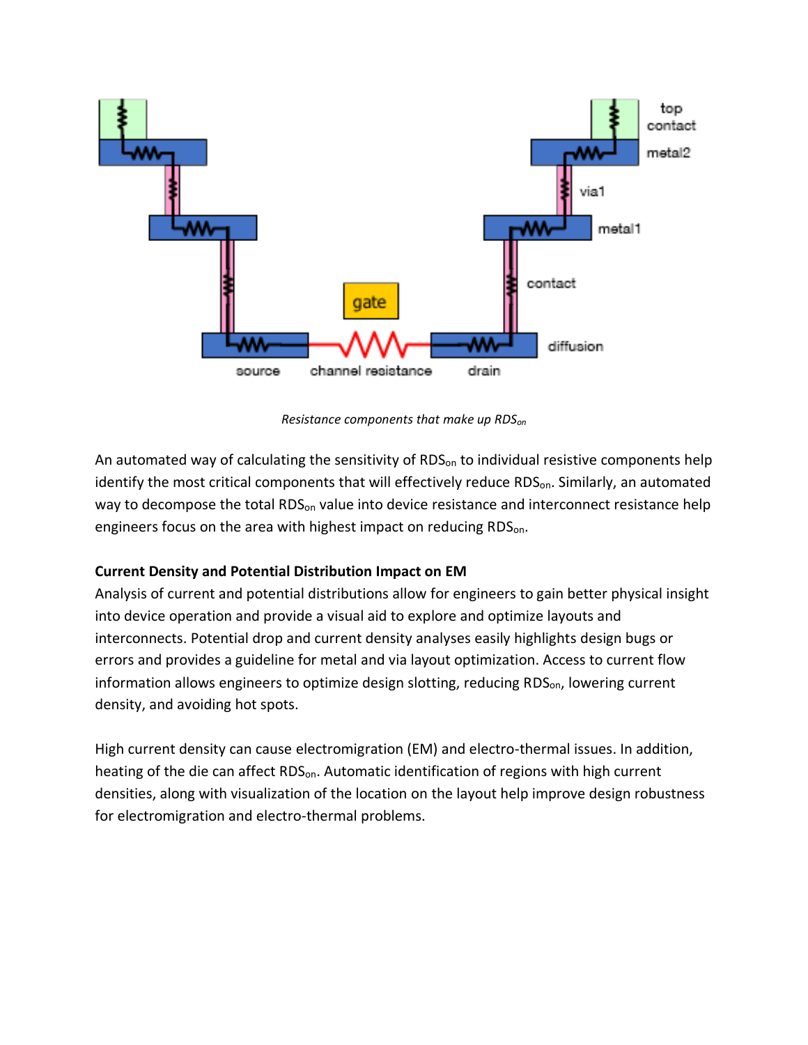*Resistance components that make up $RDS_{on}$*

An automated way of calculating the sensitivity of $RDS_{on}$ to individual resistive components help identify the most critical components that will effectively reduce $RDS_{on}$. Similarly, an automated way to decompose the total $RDS_{on}$ value into device resistance and interconnect resistance help engineers focus on the area with highest impact on reducing $RDS_{on}$.

**Current Density and Potential Distribution Impact on EM**

Analysis of current and potential distributions allow for engineers to gain better physical insight into device operation and provide a visual aid to explore and optimize layouts and interconnects. Potential drop and current density analyses easily highlights design bugs or errors and provides a guideline for metal and via layout optimization. Access to current flow information allows engineers to optimize design slotting, reducing $RDS_{on}$, lowering current density, and avoiding hot spots.

High current density can cause electromigration (EM) and electro-thermal issues. In addition, heating of the die can affect $RDS_{on}$. Automatic identification of regions with high current densities, along with visualization of the location on the layout help improve design robustness for electromigration and electro-thermal problems.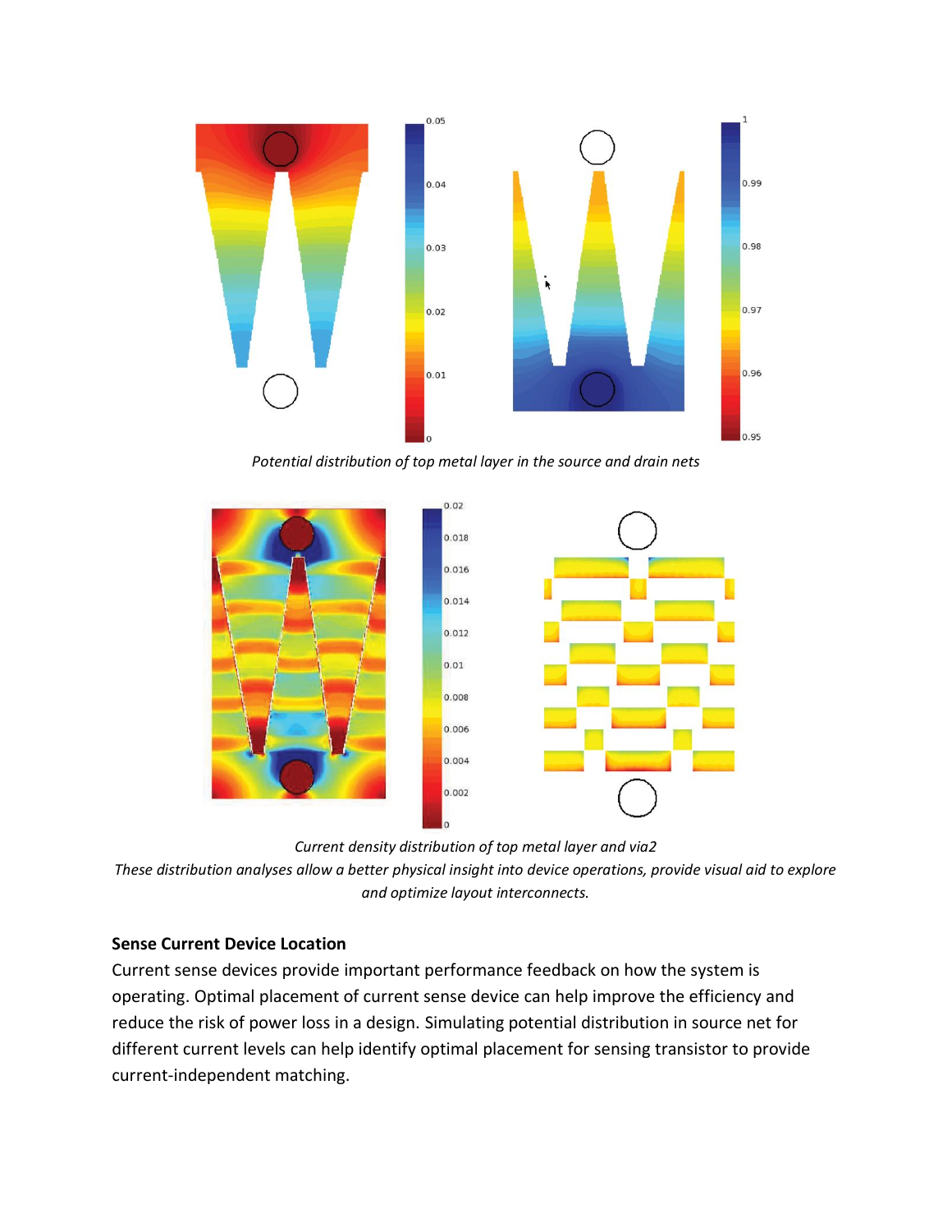*Potential distribution of top metal layer in the source and drain nets*

*Current density distribution of top metal layer and via2*

*These distribution analyses allow a better physical insight into device operations, provide visual aid to explore and optimize layout interconnects.*

**Sense Current Device Location**

Current sense devices provide important performance feedback on how the system is operating. Optimal placement of current sense device can help improve the efficiency and reduce the risk of power loss in a design. Simulating potential distribution in source net for different current levels can help identify optimal placement for sensing transistor to provide current-independent matching.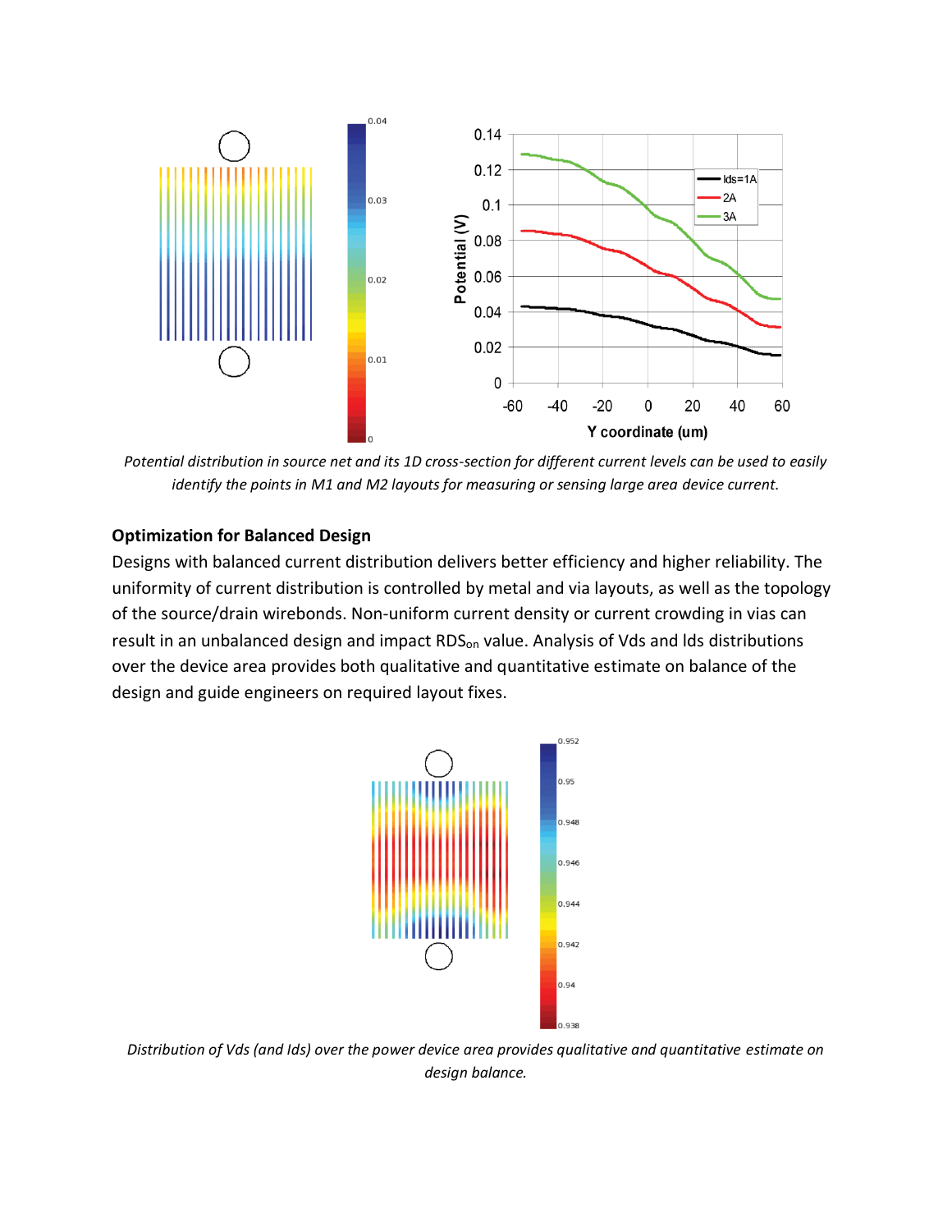*Potential distribution in source net and its 1D cross-section for different current levels can be used to easily identify the points in M1 and M2 layouts for measuring or sensing large area device current.*

**Optimization for Balanced Design**

Designs with balanced current distribution delivers better efficiency and higher reliability. The uniformity of current distribution is controlled by metal and via layouts, as well as the topology of the source/drain wirebonds. Non-uniform current density or current crowding in vias can result in an unbalanced design and impact $RDS_{on}$ value. Analysis of Vds and Ids distributions over the device area provides both qualitative and quantitative estimate on balance of the design and guide engineers on required layout fixes.

*Distribution of Vds (and Ids) over the power device area provides qualitative and quantitative estimate on design balance.*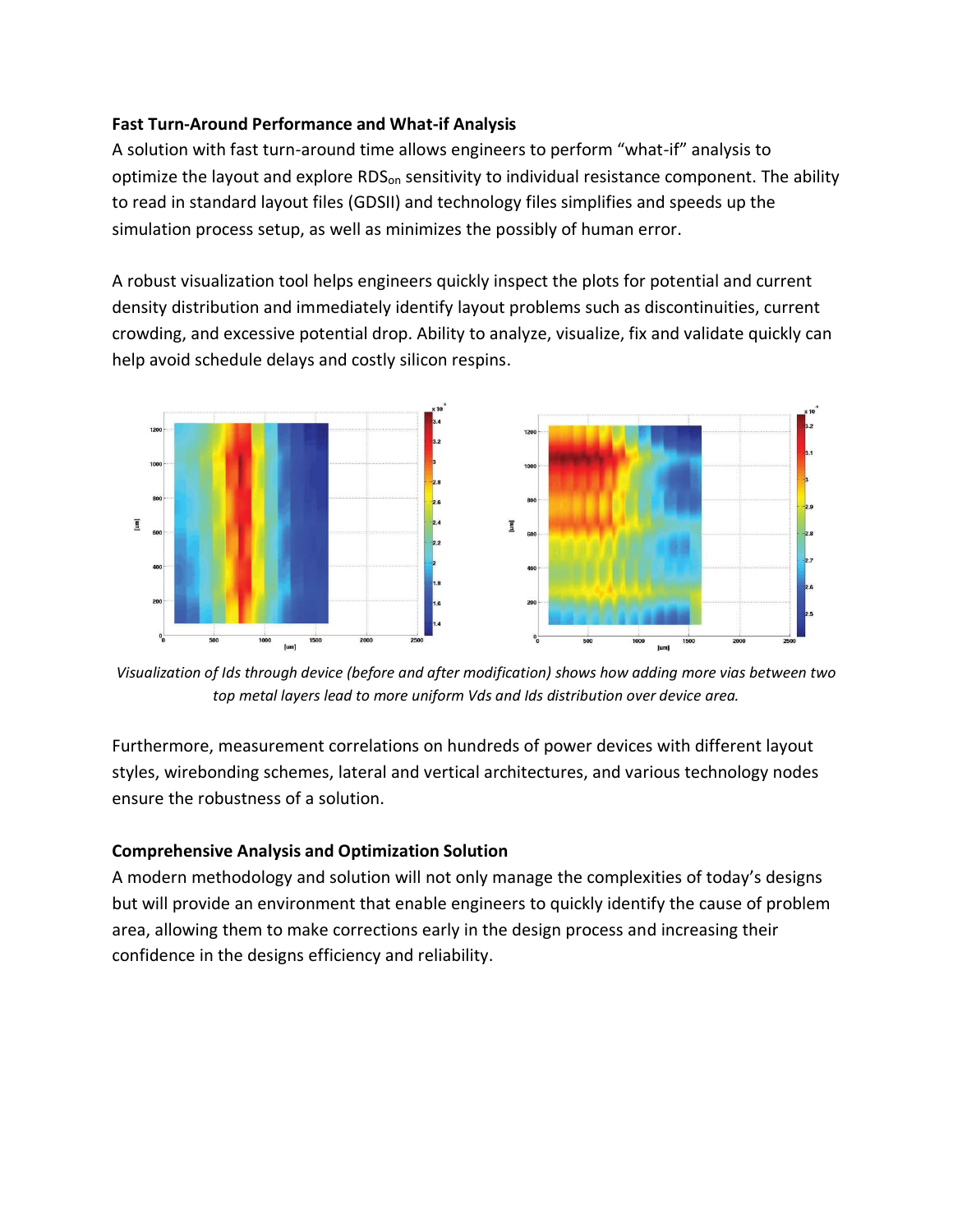**Fast Turn-Around Performance and What-if Analysis**

A solution with fast turn-around time allows engineers to perform "what-if" analysis to optimize the layout and explore $RDS_{on}$ sensitivity to individual resistance component. The ability to read in standard layout files (GDSII) and technology files simplifies and speeds up the simulation process setup, as well as minimizes the possibly of human error.

A robust visualization tool helps engineers quickly inspect the plots for potential and current density distribution and immediately identify layout problems such as discontinuities, current crowding, and excessive potential drop. Ability to analyze, visualize, fix and validate quickly can help avoid schedule delays and costly silicon respins.

x 10^4
3.4
3.2
3
2.8
2.6
2.4
2.2
2
1.8
1.6
1.4
1200
1000
800
600
400
200
0
[um]
0
500
1000
1500
2000
2500
[um]

x 10^4
3.2
3.1
3
2.9
2.8
2.7
2.6
2.5
1200
1000
800
600
400
200
0
[um]
0
500
1000
1500
2000
2500
[um]

*Visualization of Ids through device (before and after modification) shows how adding more vias between two top metal layers lead to more uniform Vds and Ids distribution over device area.*

Furthermore, measurement correlations on hundreds of power devices with different layout styles, wirebonding schemes, lateral and vertical architectures, and various technology nodes ensure the robustness of a solution.

**Comprehensive Analysis and Optimization Solution**

A modern methodology and solution will not only manage the complexities of today's designs but will provide an environment that enable engineers to quickly identify the cause of problem area, allowing them to make corrections early in the design process and increasing their confidence in the designs efficiency and reliability.